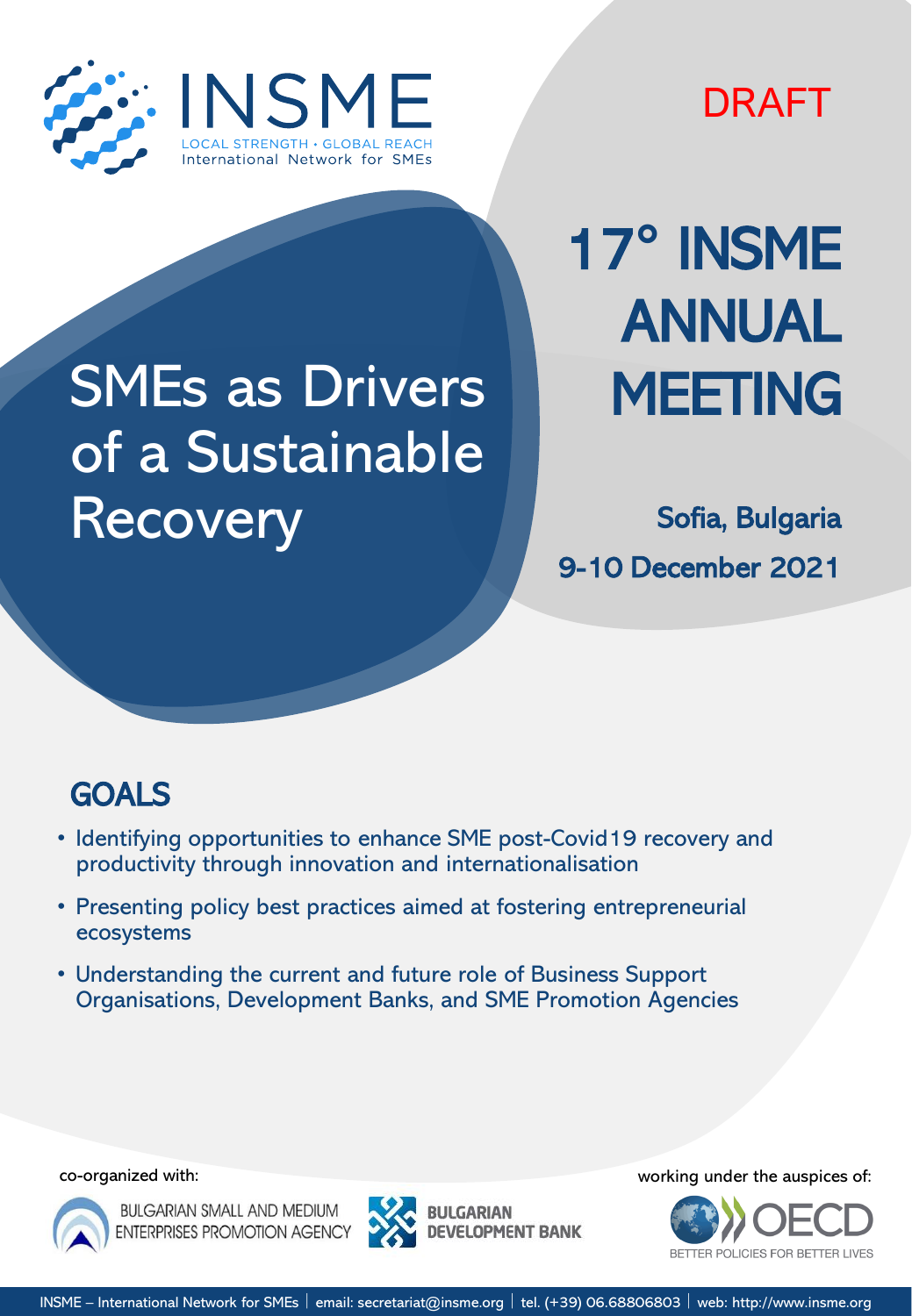INSME

LOCAL STRENGTH • GLOBAL REACH
International Network for SMEs

DRAFT

# 17° INSME ANNUAL MEETING

## SMEs as Drivers of a Sustainable Recovery

**Sofia, Bulgaria**

**9-10 December 2021**

## GOALS

- Identifying opportunities to enhance SME post-Covid19 recovery and productivity through innovation and internationalisation
- Presenting policy best practices aimed at fostering entrepreneurial ecosystems
- Understanding the current and future role of Business Support Organisations, Development Banks, and SME Promotion Agencies

co-organized with:

BULGARIAN SMALL AND MEDIUM ENTERPRISES PROMOTION AGENCY

BULGARIAN DEVELOPMENT BANK

working under the auspices of:

OECD
BETTER POLICIES FOR BETTER LIVES

INSME – International Network for SMEs | email: secretariat@insme.org | tel. (+39) 06.68806803 | web: http://www.insme.org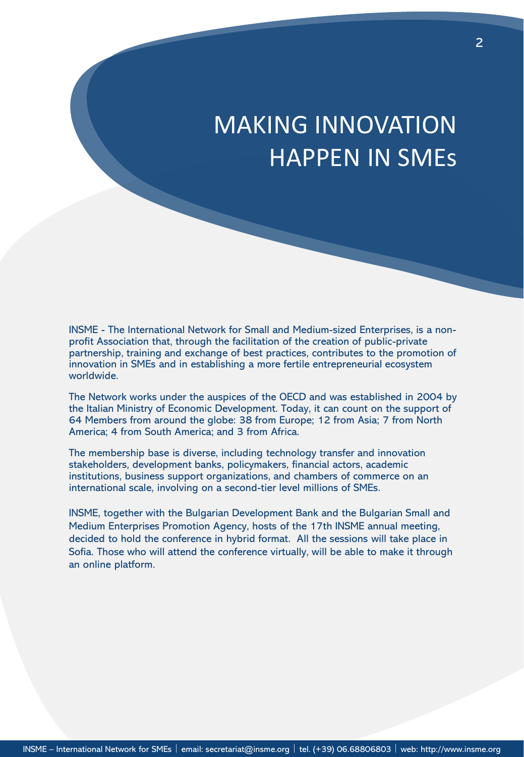# MAKING INNOVATION HAPPEN IN SMEs

INSME - The International Network for Small and Medium-sized Enterprises, is a non-profit Association that, through the facilitation of the creation of public-private partnership, training and exchange of best practices, contributes to the promotion of innovation in SMEs and in establishing a more fertile entrepreneurial ecosystem worldwide.

The Network works under the auspices of the OECD and was established in 2004 by the Italian Ministry of Economic Development. Today, it can count on the support of 64 Members from around the globe: 38 from Europe; 12 from Asia; 7 from North America; 4 from South America; and 3 from Africa.

The membership base is diverse, including technology transfer and innovation stakeholders, development banks, policymakers, financial actors, academic institutions, business support organizations, and chambers of commerce on an international scale, involving on a second-tier level millions of SMEs.

INSME, together with the Bulgarian Development Bank and the Bulgarian Small and Medium Enterprises Promotion Agency, hosts of the 17th INSME annual meeting, decided to hold the conference in hybrid format. All the sessions will take place in Sofia. Those who will attend the conference virtually, will be able to make it through an online platform.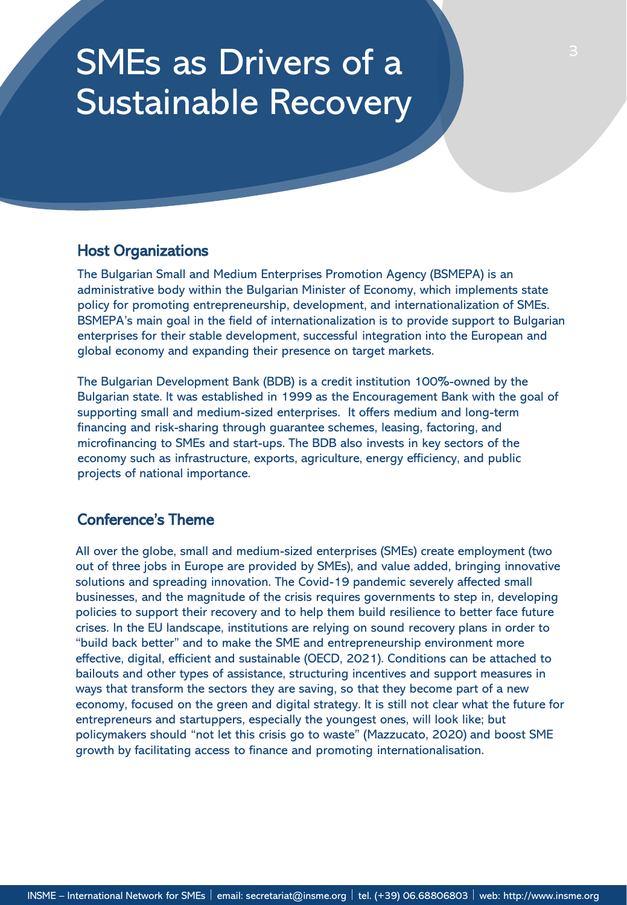# SMEs as Drivers of a Sustainable Recovery

## Host Organizations

The Bulgarian Small and Medium Enterprises Promotion Agency (BSMEPA) is an administrative body within the Bulgarian Minister of Economy, which implements state policy for promoting entrepreneurship, development, and internationalization of SMEs. BSMEPA's main goal in the field of internationalization is to provide support to Bulgarian enterprises for their stable development, successful integration into the European and global economy and expanding their presence on target markets.

The Bulgarian Development Bank (BDB) is a credit institution 100%-owned by the Bulgarian state. It was established in 1999 as the Encouragement Bank with the goal of supporting small and medium-sized enterprises. It offers medium and long-term financing and risk-sharing through guarantee schemes, leasing, factoring, and microfinancing to SMEs and start-ups. The BDB also invests in key sectors of the economy such as infrastructure, exports, agriculture, energy efficiency, and public projects of national importance.

## Conference's Theme

All over the globe, small and medium-sized enterprises (SMEs) create employment (two out of three jobs in Europe are provided by SMEs), and value added, bringing innovative solutions and spreading innovation. The Covid-19 pandemic severely affected small businesses, and the magnitude of the crisis requires governments to step in, developing policies to support their recovery and to help them build resilience to better face future crises. In the EU landscape, institutions are relying on sound recovery plans in order to "build back better" and to make the SME and entrepreneurship environment more effective, digital, efficient and sustainable (OECD, 2021). Conditions can be attached to bailouts and other types of assistance, structuring incentives and support measures in ways that transform the sectors they are saving, so that they become part of a new economy, focused on the green and digital strategy. It is still not clear what the future for entrepreneurs and startuppers, especially the youngest ones, will look like; but policymakers should "not let this crisis go to waste" (Mazzucato, 2020) and boost SME growth by facilitating access to finance and promoting internationalisation.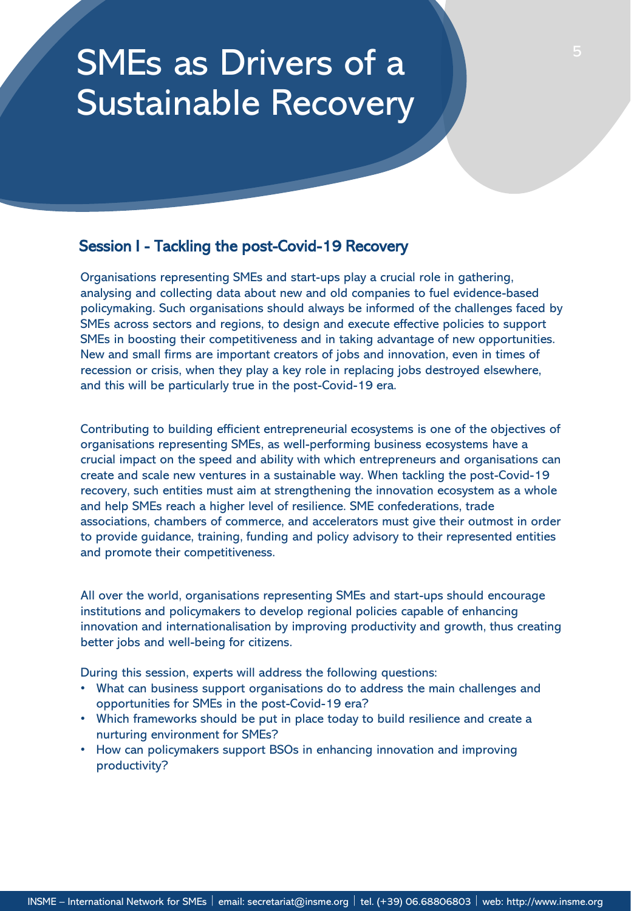# SMEs as Drivers of a Sustainable Recovery

## Session I - Tackling the post-Covid-19 Recovery

Organisations representing SMEs and start-ups play a crucial role in gathering, analysing and collecting data about new and old companies to fuel evidence-based policymaking. Such organisations should always be informed of the challenges faced by SMEs across sectors and regions, to design and execute effective policies to support SMEs in boosting their competitiveness and in taking advantage of new opportunities. New and small firms are important creators of jobs and innovation, even in times of recession or crisis, when they play a key role in replacing jobs destroyed elsewhere, and this will be particularly true in the post-Covid-19 era.

Contributing to building efficient entrepreneurial ecosystems is one of the objectives of organisations representing SMEs, as well-performing business ecosystems have a crucial impact on the speed and ability with which entrepreneurs and organisations can create and scale new ventures in a sustainable way. When tackling the post-Covid-19 recovery, such entities must aim at strengthening the innovation ecosystem as a whole and help SMEs reach a higher level of resilience. SME confederations, trade associations, chambers of commerce, and accelerators must give their outmost in order to provide guidance, training, funding and policy advisory to their represented entities and promote their competitiveness.

All over the world, organisations representing SMEs and start-ups should encourage institutions and policymakers to develop regional policies capable of enhancing innovation and internationalisation by improving productivity and growth, thus creating better jobs and well-being for citizens.

During this session, experts will address the following questions:

- What can business support organisations do to address the main challenges and opportunities for SMEs in the post-Covid-19 era?
- Which frameworks should be put in place today to build resilience and create a nurturing environment for SMEs?
- How can policymakers support BSOs in enhancing innovation and improving productivity?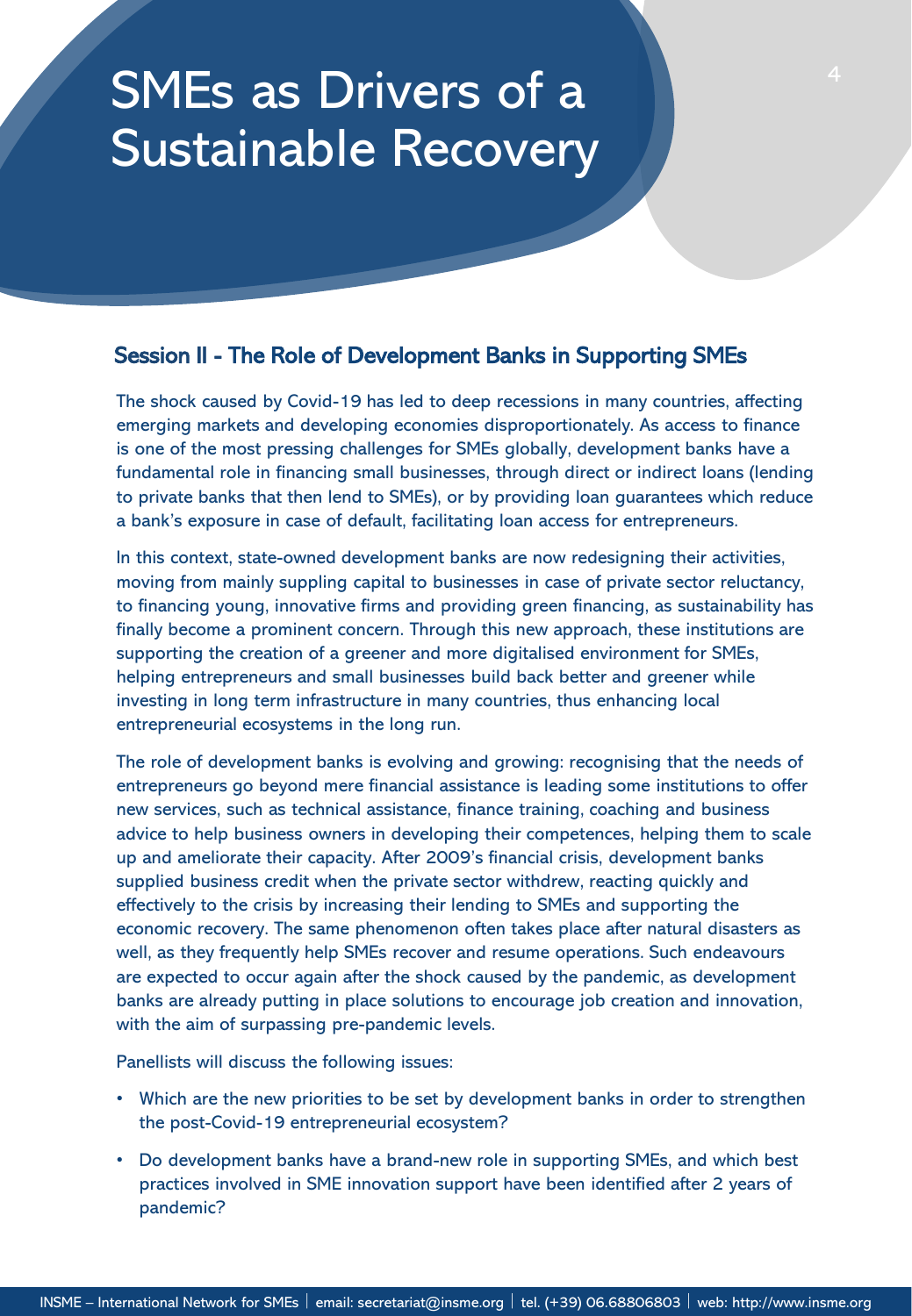# SMEs as Drivers of a Sustainable Recovery

## Session II - The Role of Development Banks in Supporting SMEs

The shock caused by Covid-19 has led to deep recessions in many countries, affecting emerging markets and developing economies disproportionately. As access to finance is one of the most pressing challenges for SMEs globally, development banks have a fundamental role in financing small businesses, through direct or indirect loans (lending to private banks that then lend to SMEs), or by providing loan guarantees which reduce a bank's exposure in case of default, facilitating loan access for entrepreneurs.

In this context, state-owned development banks are now redesigning their activities, moving from mainly suppling capital to businesses in case of private sector reluctancy, to financing young, innovative firms and providing green financing, as sustainability has finally become a prominent concern. Through this new approach, these institutions are supporting the creation of a greener and more digitalised environment for SMEs, helping entrepreneurs and small businesses build back better and greener while investing in long term infrastructure in many countries, thus enhancing local entrepreneurial ecosystems in the long run.

The role of development banks is evolving and growing: recognising that the needs of entrepreneurs go beyond mere financial assistance is leading some institutions to offer new services, such as technical assistance, finance training, coaching and business advice to help business owners in developing their competences, helping them to scale up and ameliorate their capacity. After 2009's financial crisis, development banks supplied business credit when the private sector withdrew, reacting quickly and effectively to the crisis by increasing their lending to SMEs and supporting the economic recovery. The same phenomenon often takes place after natural disasters as well, as they frequently help SMEs recover and resume operations. Such endeavours are expected to occur again after the shock caused by the pandemic, as development banks are already putting in place solutions to encourage job creation and innovation, with the aim of surpassing pre-pandemic levels.

Panellists will discuss the following issues:

- Which are the new priorities to be set by development banks in order to strengthen the post-Covid-19 entrepreneurial ecosystem?
- Do development banks have a brand-new role in supporting SMEs, and which best practices involved in SME innovation support have been identified after 2 years of pandemic?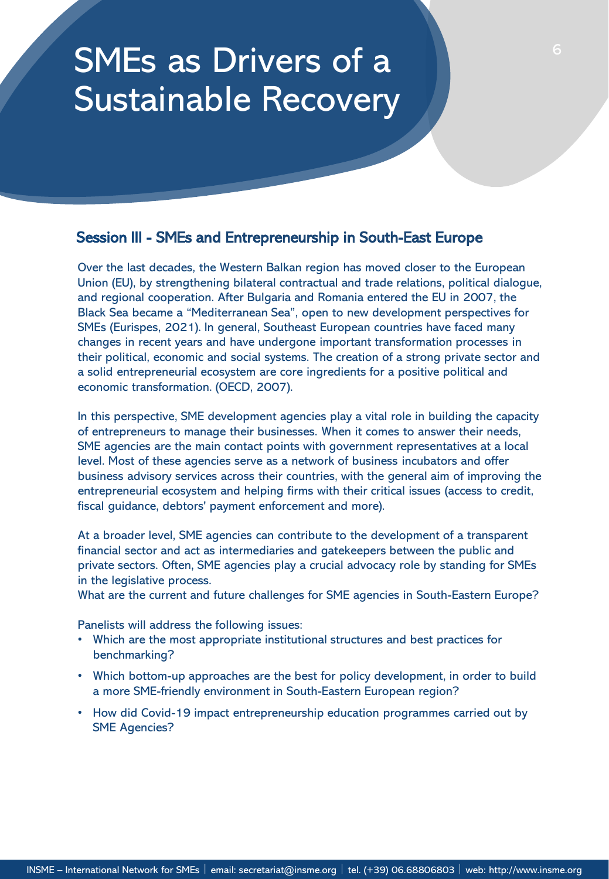# SMEs as Drivers of a Sustainable Recovery

## Session III - SMEs and Entrepreneurship in South-East Europe

Over the last decades, the Western Balkan region has moved closer to the European Union (EU), by strengthening bilateral contractual and trade relations, political dialogue, and regional cooperation. After Bulgaria and Romania entered the EU in 2007, the Black Sea became a “Mediterranean Sea”, open to new development perspectives for SMEs (Eurispes, 2021). In general, Southeast European countries have faced many changes in recent years and have undergone important transformation processes in their political, economic and social systems. The creation of a strong private sector and a solid entrepreneurial ecosystem are core ingredients for a positive political and economic transformation. (OECD, 2007).

In this perspective, SME development agencies play a vital role in building the capacity of entrepreneurs to manage their businesses. When it comes to answer their needs, SME agencies are the main contact points with government representatives at a local level. Most of these agencies serve as a network of business incubators and offer business advisory services across their countries, with the general aim of improving the entrepreneurial ecosystem and helping firms with their critical issues (access to credit, fiscal guidance, debtors' payment enforcement and more).

At a broader level, SME agencies can contribute to the development of a transparent financial sector and act as intermediaries and gatekeepers between the public and private sectors. Often, SME agencies play a crucial advocacy role by standing for SMEs in the legislative process.
What are the current and future challenges for SME agencies in South-Eastern Europe?

Panelists will address the following issues:

- Which are the most appropriate institutional structures and best practices for benchmarking?
- Which bottom-up approaches are the best for policy development, in order to build a more SME-friendly environment in South-Eastern European region?
- How did Covid-19 impact entrepreneurship education programmes carried out by SME Agencies?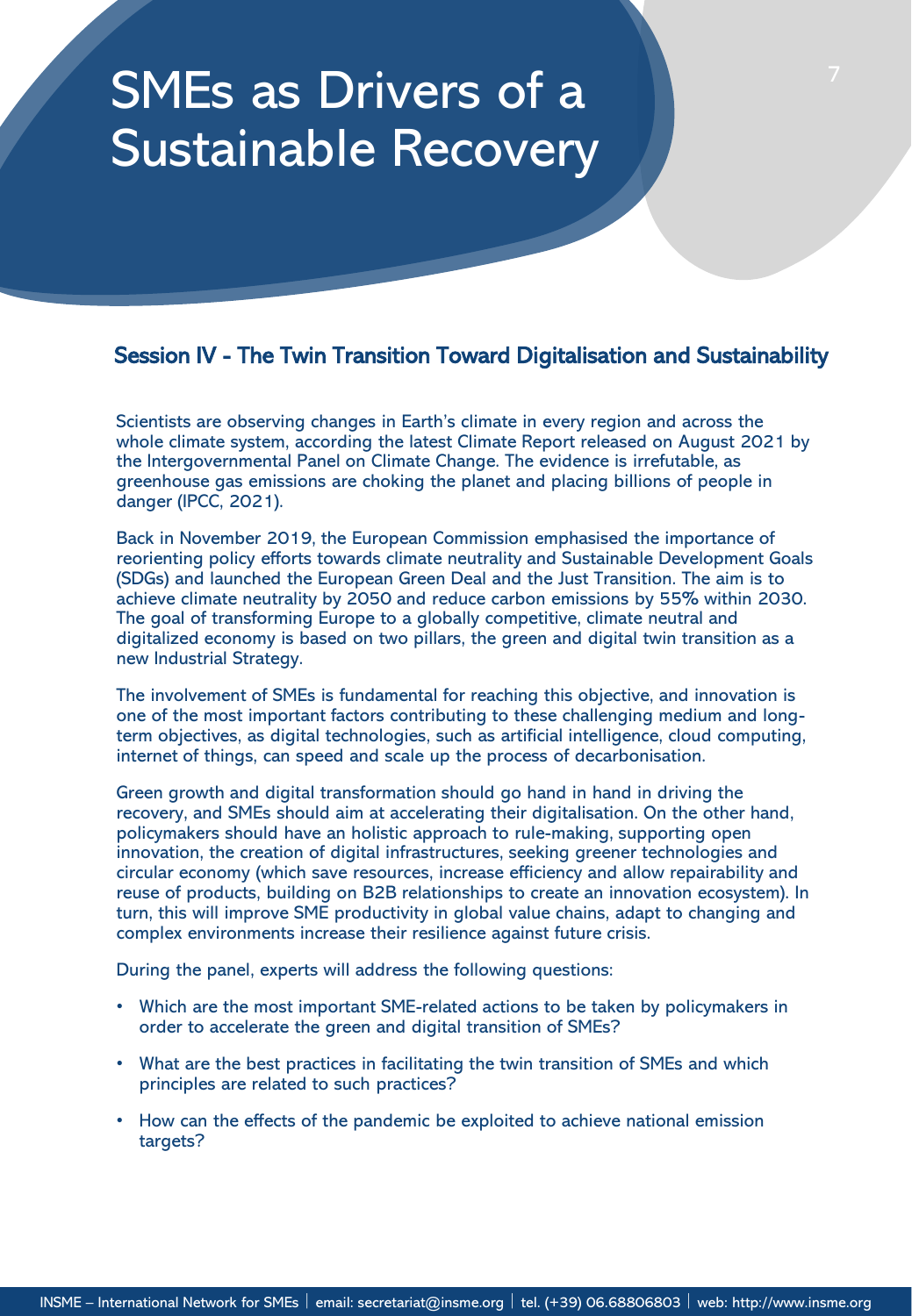# SMEs as Drivers of a Sustainable Recovery

## Session IV - The Twin Transition Toward Digitalisation and Sustainability

Scientists are observing changes in Earth's climate in every region and across the whole climate system, according the latest Climate Report released on August 2021 by the Intergovernmental Panel on Climate Change. The evidence is irrefutable, as greenhouse gas emissions are choking the planet and placing billions of people in danger (IPCC, 2021).

Back in November 2019, the European Commission emphasised the importance of reorienting policy efforts towards climate neutrality and Sustainable Development Goals (SDGs) and launched the European Green Deal and the Just Transition. The aim is to achieve climate neutrality by 2050 and reduce carbon emissions by 55% within 2030. The goal of transforming Europe to a globally competitive, climate neutral and digitalized economy is based on two pillars, the green and digital twin transition as a new Industrial Strategy.

The involvement of SMEs is fundamental for reaching this objective, and innovation is one of the most important factors contributing to these challenging medium and long-term objectives, as digital technologies, such as artificial intelligence, cloud computing, internet of things, can speed and scale up the process of decarbonisation.

Green growth and digital transformation should go hand in hand in driving the recovery, and SMEs should aim at accelerating their digitalisation. On the other hand, policymakers should have an holistic approach to rule-making, supporting open innovation, the creation of digital infrastructures, seeking greener technologies and circular economy (which save resources, increase efficiency and allow repairability and reuse of products, building on B2B relationships to create an innovation ecosystem). In turn, this will improve SME productivity in global value chains, adapt to changing and complex environments increase their resilience against future crisis.

During the panel, experts will address the following questions:

- Which are the most important SME-related actions to be taken by policymakers in order to accelerate the green and digital transition of SMEs?
- What are the best practices in facilitating the twin transition of SMEs and which principles are related to such practices?
- How can the effects of the pandemic be exploited to achieve national emission targets?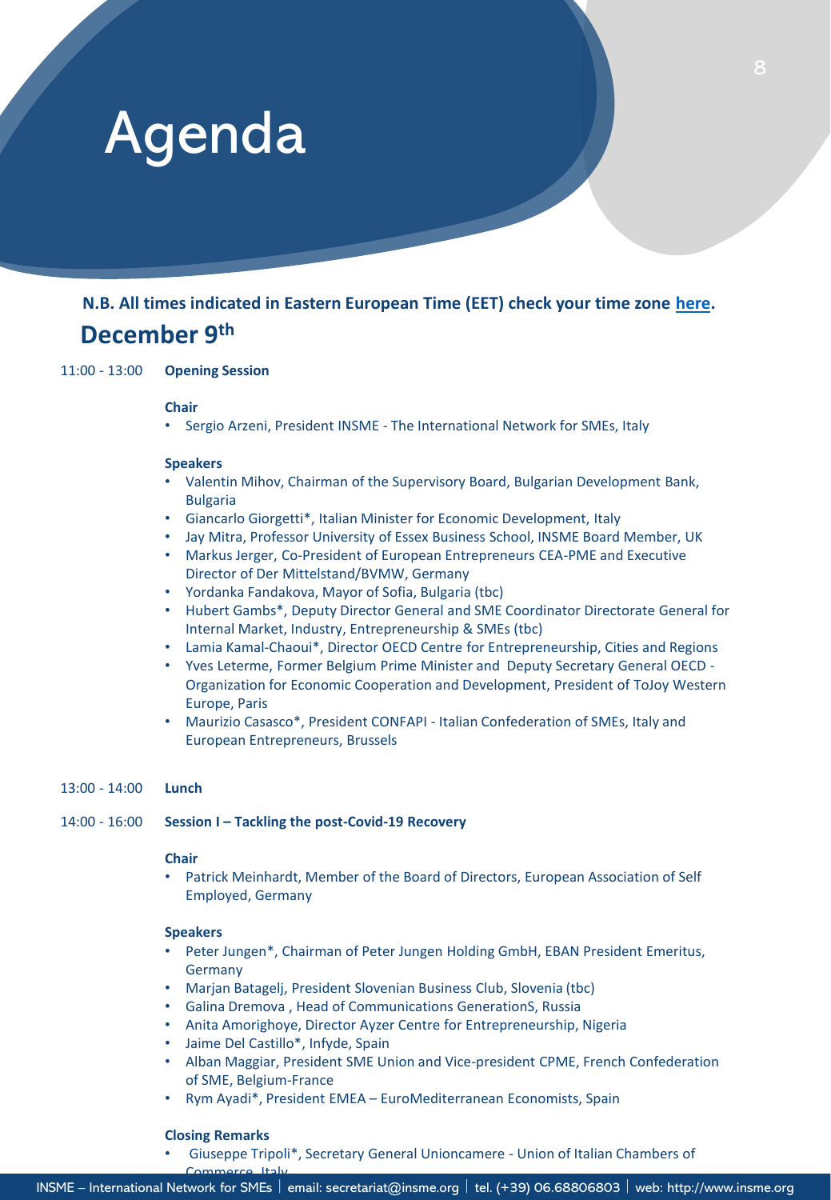# Agenda

**N.B. All times indicated in Eastern European Time (EET) check your time zone [here](here).**

## December 9th

11:00 - 13:00 **Opening Session**

**Chair**

- Sergio Arzeni, President INSME - The International Network for SMEs, Italy

**Speakers**

- Valentin Mihov, Chairman of the Supervisory Board, Bulgarian Development Bank, Bulgaria
- Giancarlo Giorgetti*, Italian Minister for Economic Development, Italy
- Jay Mitra, Professor University of Essex Business School, INSME Board Member, UK
- Markus Jerger, Co-President of European Entrepreneurs CEA-PME and Executive Director of Der Mittelstand/BVMW, Germany
- Yordanka Fandakova, Mayor of Sofia, Bulgaria (tbc)
- Hubert Gambs*, Deputy Director General and SME Coordinator Directorate General for Internal Market, Industry, Entrepreneurship & SMEs (tbc)
- Lamia Kamal-Chaoui*, Director OECD Centre for Entrepreneurship, Cities and Regions
- Yves Leterme, Former Belgium Prime Minister and Deputy Secretary General OECD - Organization for Economic Cooperation and Development, President of ToJoy Western Europe, Paris
- Maurizio Casasco*, President CONFAPI - Italian Confederation of SMEs, Italy and European Entrepreneurs, Brussels

13:00 - 14:00 **Lunch**

14:00 - 16:00 **Session I – Tackling the post-Covid-19 Recovery**

**Chair**

- Patrick Meinhardt, Member of the Board of Directors, European Association of Self Employed, Germany

**Speakers**

- Peter Jungen*, Chairman of Peter Jungen Holding GmbH, EBAN President Emeritus, Germany
- Marjan Batagelj, President Slovenian Business Club, Slovenia (tbc)
- Galina Dremova , Head of Communications GenerationS, Russia
- Anita Amorighoye, Director Ayzer Centre for Entrepreneurship, Nigeria
- Jaime Del Castillo*, Infyde, Spain
- Alban Maggiar, President SME Union and Vice-president CPME, French Confederation of SME, Belgium-France
- Rym Ayadi*, President EMEA – EuroMediterranean Economists, Spain

**Closing Remarks**

- Giuseppe Tripoli*, Secretary General Unioncamere - Union of Italian Chambers of Commerce, Italy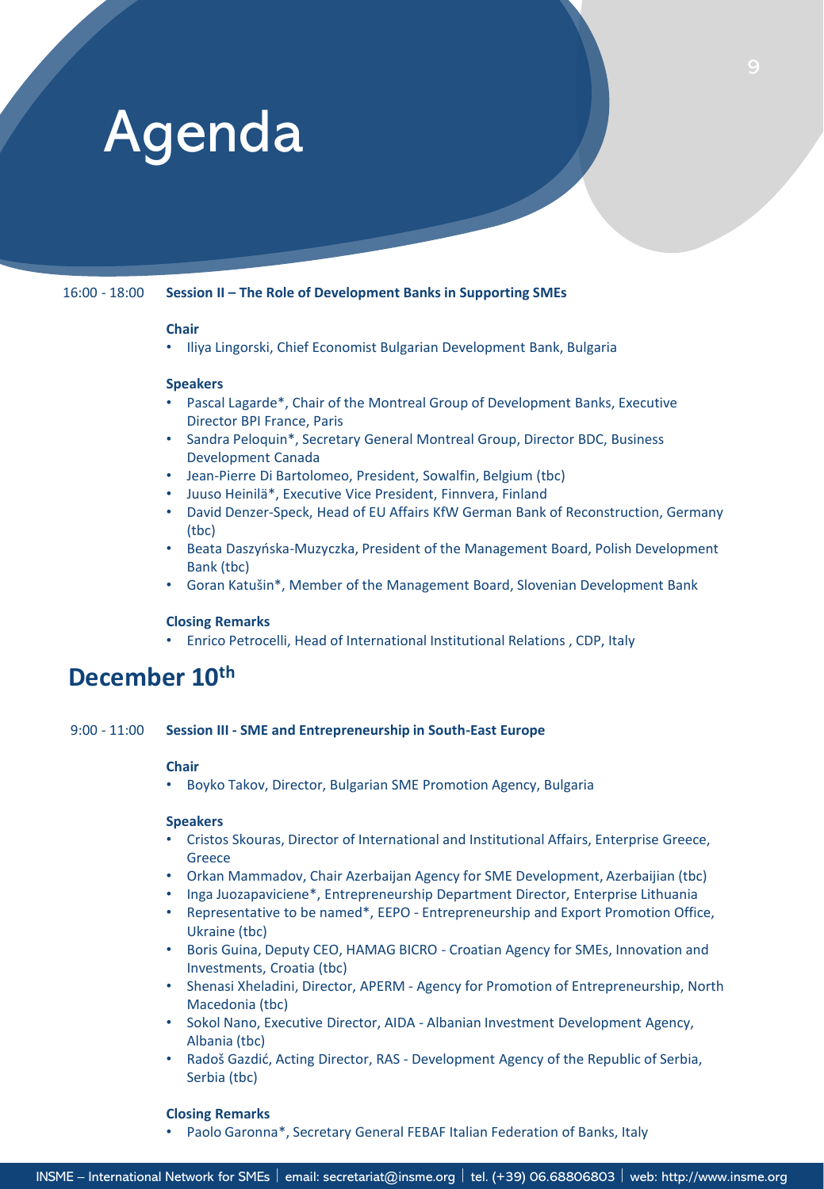# Agenda

**16:00 - 18:00** **Session II – The Role of Development Banks in Supporting SMEs**

**Chair**

- Iliya Lingorski, Chief Economist Bulgarian Development Bank, Bulgaria

**Speakers**

- Pascal Lagarde*, Chair of the Montreal Group of Development Banks, Executive Director BPI France, Paris
- Sandra Peloquin*, Secretary General Montreal Group, Director BDC, Business Development Canada
- Jean-Pierre Di Bartolomeo, President, Sowalfin, Belgium (tbc)
- Juuso Heinilä*, Executive Vice President, Finnvera, Finland
- David Denzer-Speck, Head of EU Affairs KfW German Bank of Reconstruction, Germany (tbc)
- Beata Daszyńska-Muzyczka, President of the Management Board, Polish Development Bank (tbc)
- Goran Katušin*, Member of the Management Board, Slovenian Development Bank

**Closing Remarks**

- Enrico Petrocelli, Head of International Institutional Relations , CDP, Italy

## December 10th

**9:00 - 11:00** **Session III - SME and Entrepreneurship in South-East Europe**

**Chair**

- Boyko Takov, Director, Bulgarian SME Promotion Agency, Bulgaria

**Speakers**

- Cristos Skouras, Director of International and Institutional Affairs, Enterprise Greece, Greece
- Orkan Mammadov, Chair Azerbaijan Agency for SME Development, Azerbaijian (tbc)
- Inga Juozapaviciene*, Entrepreneurship Department Director, Enterprise Lithuania
- Representative to be named*, EEPO - Entrepreneurship and Export Promotion Office, Ukraine (tbc)
- Boris Guina, Deputy CEO, HAMAG BICRO - Croatian Agency for SMEs, Innovation and Investments, Croatia (tbc)
- Shenasi Xheladini, Director, APERM - Agency for Promotion of Entrepreneurship, North Macedonia (tbc)
- Sokol Nano, Executive Director, AIDA - Albanian Investment Development Agency, Albania (tbc)
- Radoš Gazdić, Acting Director, RAS - Development Agency of the Republic of Serbia, Serbia (tbc)

**Closing Remarks**

- Paolo Garonna*, Secretary General FEBAF Italian Federation of Banks, Italy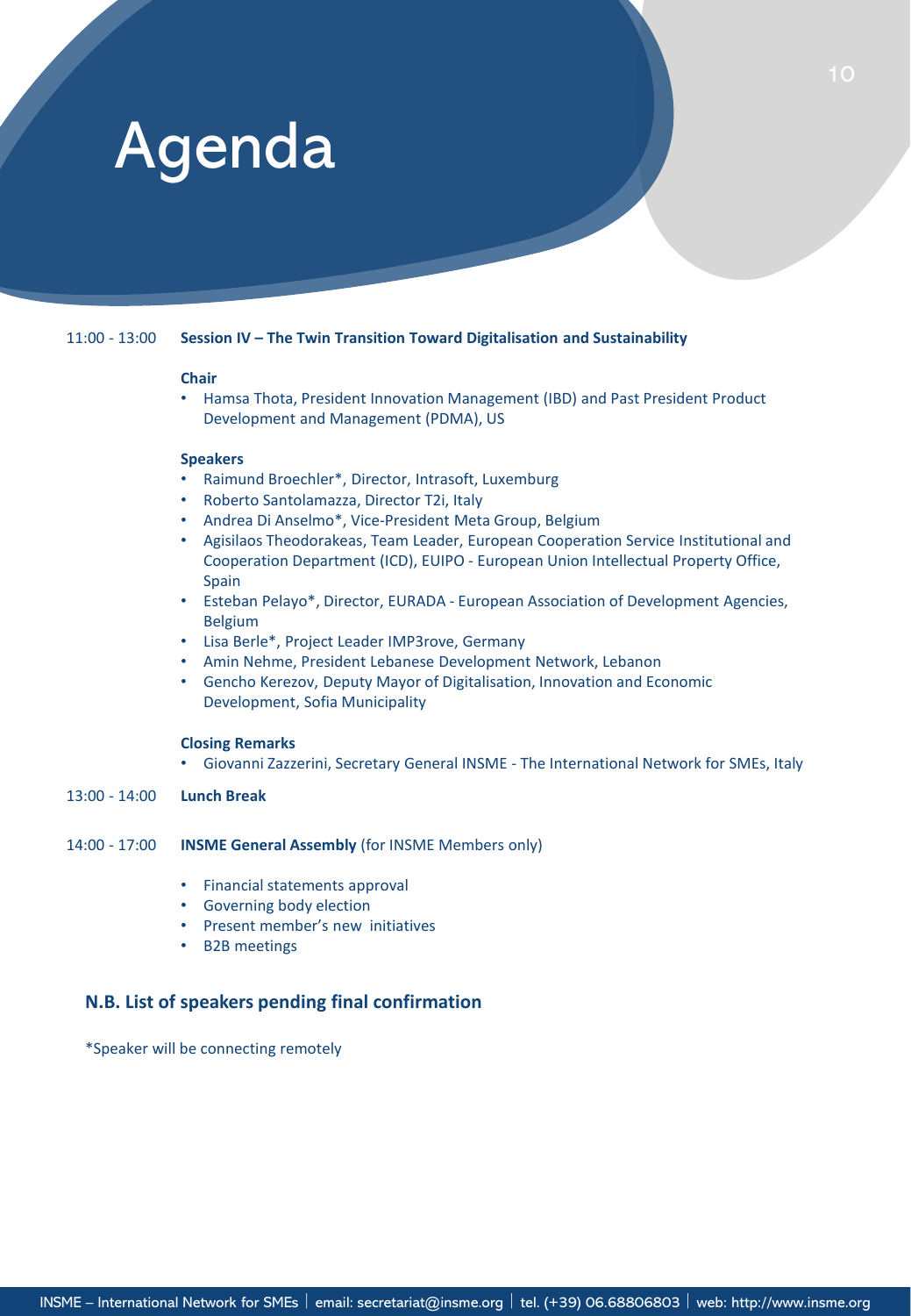# Agenda

11:00 - 13:00 **Session IV – The Twin Transition Toward Digitalisation and Sustainability**

**Chair**

- Hamsa Thota, President Innovation Management (IBD) and Past President Product Development and Management (PDMA), US

**Speakers**

- Raimund Broechler*, Director, Intrasoft, Luxemburg
- Roberto Santolamazza, Director T2i, Italy
- Andrea Di Anselmo*, Vice-President Meta Group, Belgium
- Agisilaos Theodorakeas, Team Leader, European Cooperation Service Institutional and Cooperation Department (ICD), EUIPO - European Union Intellectual Property Office, Spain
- Esteban Pelayo*, Director, EURADA - European Association of Development Agencies, Belgium
- Lisa Berle*, Project Leader IMP3rove, Germany
- Amin Nehme, President Lebanese Development Network, Lebanon
- Gencho Kerezov, Deputy Mayor of Digitalisation, Innovation and Economic Development, Sofia Municipality

**Closing Remarks**

- Giovanni Zazzerini, Secretary General INSME - The International Network for SMEs, Italy

13:00 - 14:00 **Lunch Break**

14:00 - 17:00 **INSME General Assembly** (for INSME Members only)

- Financial statements approval
- Governing body election
- Present member's new initiatives
- B2B meetings

## N.B. List of speakers pending final confirmation

*Speaker will be connecting remotely